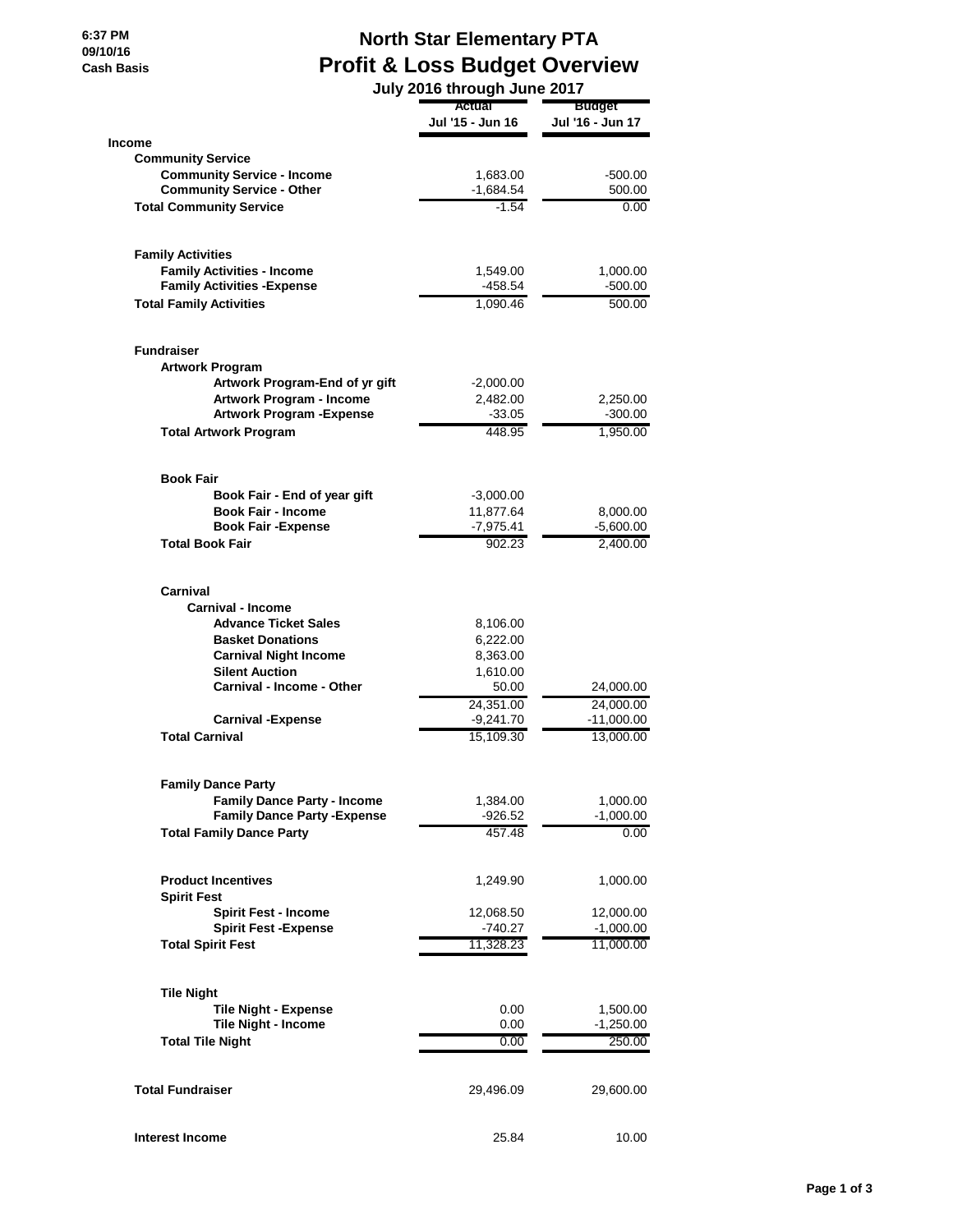6:37 PM
09/10/16
Cash Basis

# North Star Elementary PTA
## Profit & Loss Budget Overview
### July 2016 through June 2017

| | Actual<br>Jul '15 - Jun 16 | Budget<br>Jul '16 - Jun 17 |
|---|---|---|
| **Income** | | |
| **Community Service** | | |
| **Community Service - Income** | 1,683.00 | -500.00 |
| **Community Service - Other** | -1,684.54 | 500.00 |
| **Total Community Service** | -1.54 | 0.00 |
| **Family Activities** | | |
| **Family Activities - Income** | 1,549.00 | 1,000.00 |
| **Family Activities -Expense** | -458.54 | -500.00 |
| **Total Family Activities** | 1,090.46 | 500.00 |
| **Fundraiser** | | |
| **Artwork Program** | | |
| **Artwork Program-End of yr gift** | -2,000.00 | |
| **Artwork Program - Income** | 2,482.00 | 2,250.00 |
| **Artwork Program -Expense** | -33.05 | -300.00 |
| **Total Artwork Program** | 448.95 | 1,950.00 |
| **Book Fair** | | |
| **Book Fair - End of year gift** | -3,000.00 | |
| **Book Fair - Income** | 11,877.64 | 8,000.00 |
| **Book Fair -Expense** | -7,975.41 | -5,600.00 |
| **Total Book Fair** | 902.23 | 2,400.00 |
| **Carnival** | | |
| **Carnival - Income** | | |
| **Advance Ticket Sales** | 8,106.00 | |
| **Basket Donations** | 6,222.00 | |
| **Carnival Night Income** | 8,363.00 | |
| **Silent Auction** | 1,610.00 | |
| **Carnival - Income - Other** | 50.00 | 24,000.00 |
| | 24,351.00 | 24,000.00 |
| **Carnival -Expense** | -9,241.70 | -11,000.00 |
| **Total Carnival** | 15,109.30 | 13,000.00 |
| **Family Dance Party** | | |
| **Family Dance Party - Income** | 1,384.00 | 1,000.00 |
| **Family Dance Party -Expense** | -926.52 | -1,000.00 |
| **Total Family Dance Party** | 457.48 | 0.00 |
| **Product Incentives** | 1,249.90 | 1,000.00 |
| **Spirit Fest** | | |
| **Spirit Fest - Income** | 12,068.50 | 12,000.00 |
| **Spirit Fest -Expense** | -740.27 | -1,000.00 |
| **Total Spirit Fest** | 11,328.23 | 11,000.00 |
| **Tile Night** | | |
| **Tile Night - Expense** | 0.00 | 1,500.00 |
| **Tile Night - Income** | 0.00 | -1,250.00 |
| **Total Tile Night** | 0.00 | 250.00 |
| **Total Fundraiser** | 29,496.09 | 29,600.00 |
| **Interest Income** | 25.84 | 10.00 |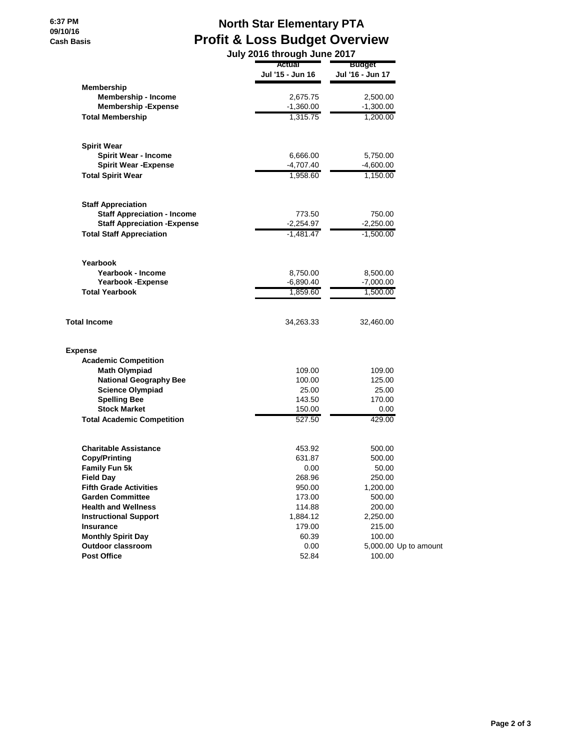# North Star Elementary PTA
## Profit & Loss Budget Overview
### July 2016 through June 2017

6:37 PM
09/10/16
Cash Basis

| | Actual Jul '15 - Jun 16 | Budget Jul '16 - Jun 17 | |
|---|---|---|---|
| **Membership** | | | |
| **Membership - Income** | 2,675.75 | 2,500.00 | |
| **Membership -Expense** | -1,360.00 | -1,300.00 | |
| **Total Membership** | 1,315.75 | 1,200.00 | |
| **Spirit Wear** | | | |
| **Spirit Wear - Income** | 6,666.00 | 5,750.00 | |
| **Spirit Wear -Expense** | -4,707.40 | -4,600.00 | |
| **Total Spirit Wear** | 1,958.60 | 1,150.00 | |
| **Staff Appreciation** | | | |
| **Staff Appreciation - Income** | 773.50 | 750.00 | |
| **Staff Appreciation -Expense** | -2,254.97 | -2,250.00 | |
| **Total Staff Appreciation** | -1,481.47 | -1,500.00 | |
| **Yearbook** | | | |
| **Yearbook - Income** | 8,750.00 | 8,500.00 | |
| **Yearbook -Expense** | -6,890.40 | -7,000.00 | |
| **Total Yearbook** | 1,859.60 | 1,500.00 | |
| **Total Income** | 34,263.33 | 32,460.00 | |
| **Expense** | | | |
| **Academic Competition** | | | |
| **Math Olympiad** | 109.00 | 109.00 | |
| **National Geography Bee** | 100.00 | 125.00 | |
| **Science Olympiad** | 25.00 | 25.00 | |
| **Spelling Bee** | 143.50 | 170.00 | |
| **Stock Market** | 150.00 | 0.00 | |
| **Total Academic Competition** | 527.50 | 429.00 | |
| **Charitable Assistance** | 453.92 | 500.00 | |
| **Copy/Printing** | 631.87 | 500.00 | |
| **Family Fun 5k** | 0.00 | 50.00 | |
| **Field Day** | 268.96 | 250.00 | |
| **Fifth Grade Activities** | 950.00 | 1,200.00 | |
| **Garden Committee** | 173.00 | 500.00 | |
| **Health and Wellness** | 114.88 | 200.00 | |
| **Instructional Support** | 1,884.12 | 2,250.00 | |
| **Insurance** | 179.00 | 215.00 | |
| **Monthly Spirit Day** | 60.39 | 100.00 | |
| **Outdoor classroom** | 0.00 | 5,000.00 | Up to amount |
| **Post Office** | 52.84 | 100.00 | |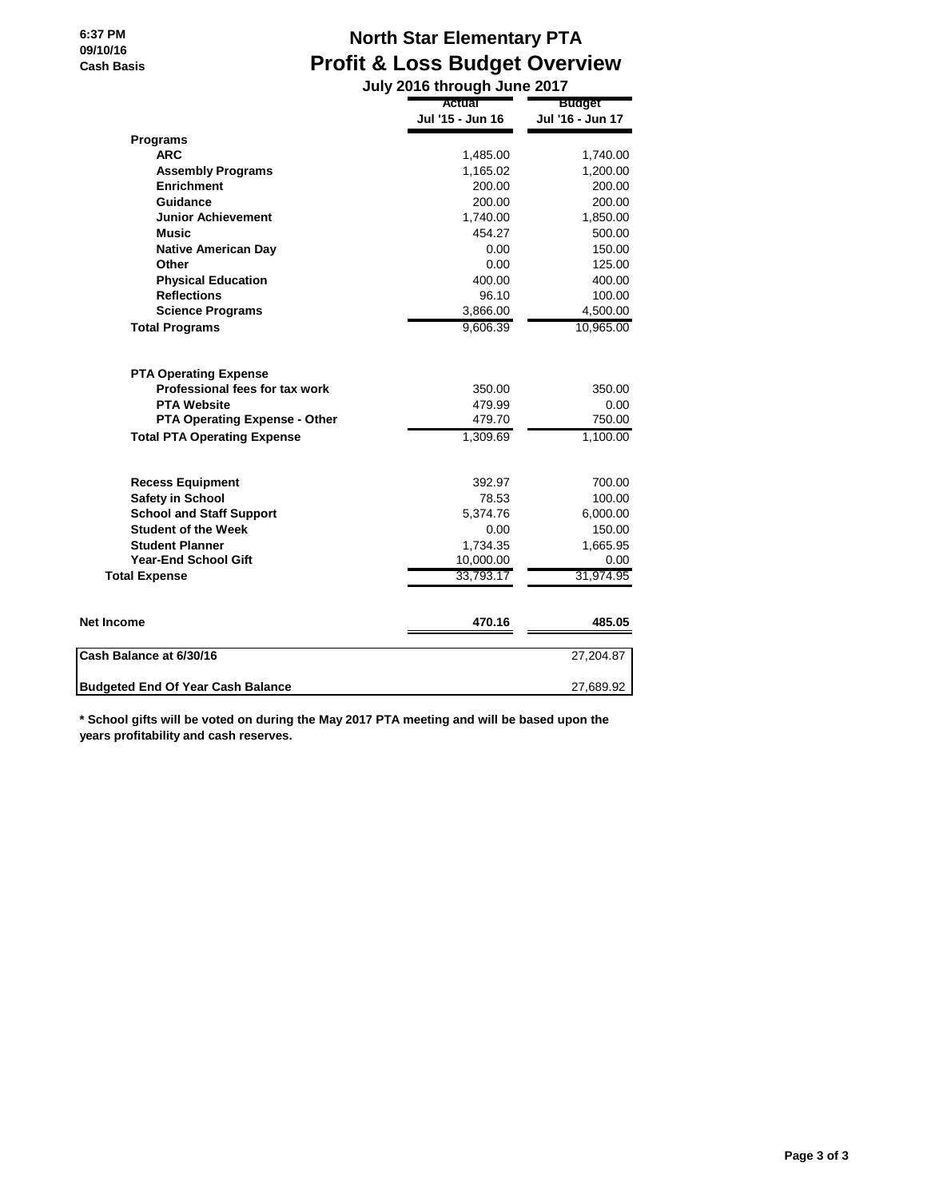6:37 PM
09/10/16
Cash Basis

# North Star Elementary PTA
## Profit & Loss Budget Overview
### July 2016 through June 2017

| | Actual Jul '15 - Jun 16 | Budget Jul '16 - Jun 17 |
|---|---|---|
| **Programs** | | |
| **ARC** | 1,485.00 | 1,740.00 |
| **Assembly Programs** | 1,165.02 | 1,200.00 |
| **Enrichment** | 200.00 | 200.00 |
| **Guidance** | 200.00 | 200.00 |
| **Junior Achievement** | 1,740.00 | 1,850.00 |
| **Music** | 454.27 | 500.00 |
| **Native American Day** | 0.00 | 150.00 |
| **Other** | 0.00 | 125.00 |
| **Physical Education** | 400.00 | 400.00 |
| **Reflections** | 96.10 | 100.00 |
| **Science Programs** | 3,866.00 | 4,500.00 |
| **Total Programs** | 9,606.39 | 10,965.00 |
| **PTA Operating Expense** | | |
| **Professional fees for tax work** | 350.00 | 350.00 |
| **PTA Website** | 479.99 | 0.00 |
| **PTA Operating Expense - Other** | 479.70 | 750.00 |
| **Total PTA Operating Expense** | 1,309.69 | 1,100.00 |
| **Recess Equipment** | 392.97 | 700.00 |
| **Safety in School** | 78.53 | 100.00 |
| **School and Staff Support** | 5,374.76 | 6,000.00 |
| **Student of the Week** | 0.00 | 150.00 |
| **Student Planner** | 1,734.35 | 1,665.95 |
| **Year-End School Gift** | 10,000.00 | 0.00 |
| **Total Expense** | 33,793.17 | 31,974.95 |
| **Net Income** | **470.16** | **485.05** |
| **Cash Balance at 6/30/16** | | 27,204.87 |
| **Budgeted End Of Year Cash Balance** | | 27,689.92 |

**\* School gifts will be voted on during the May 2017 PTA meeting and will be based upon the years profitability and cash reserves.**